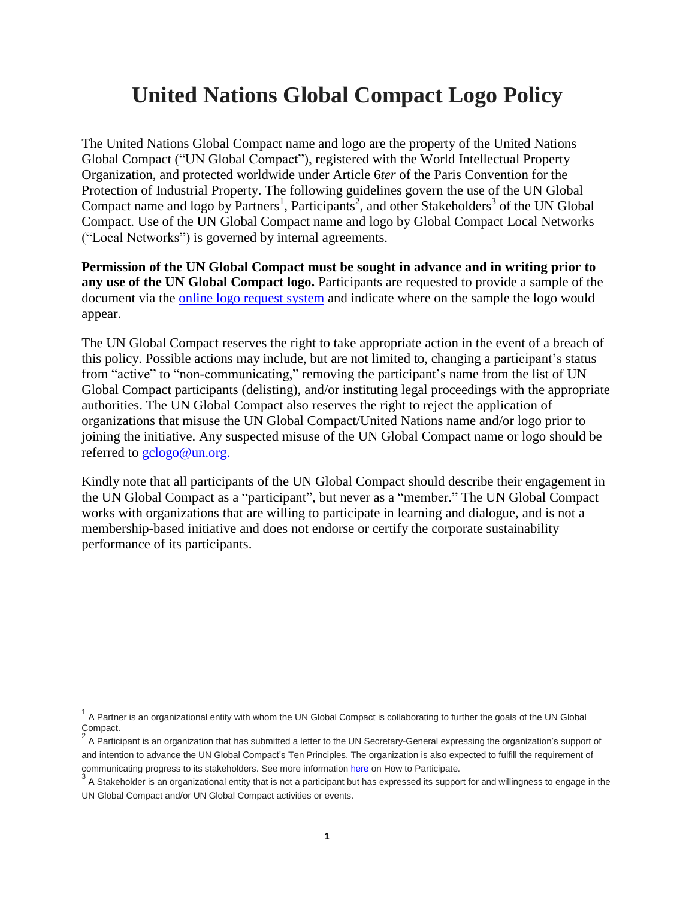# United Nations Global Compact Logo Policy

The United Nations Global Compact name and logo are the property of the United Nations Global Compact ("UN Global Compact"), registered with the World Intellectual Property Organization, and protected worldwide under Article 6*ter* of the Paris Convention for the Protection of Industrial Property. The following guidelines govern the use of the UN Global Compact name and logo by Partners[1], Participants[2], and other Stakeholders[3] of the UN Global Compact. Use of the UN Global Compact name and logo by Global Compact Local Networks ("Local Networks") is governed by internal agreements.

**Permission of the UN Global Compact must be sought in advance and in writing prior to any use of the UN Global Compact logo.** Participants are requested to provide a sample of the document via the online logo request system and indicate where on the sample the logo would appear.

The UN Global Compact reserves the right to take appropriate action in the event of a breach of this policy. Possible actions may include, but are not limited to, changing a participant's status from "active" to "non-communicating," removing the participant's name from the list of UN Global Compact participants (delisting), and/or instituting legal proceedings with the appropriate authorities. The UN Global Compact also reserves the right to reject the application of organizations that misuse the UN Global Compact/United Nations name and/or logo prior to joining the initiative. Any suspected misuse of the UN Global Compact name or logo should be referred to gclogo@un.org.

Kindly note that all participants of the UN Global Compact should describe their engagement in the UN Global Compact as a "participant", but never as a "member." The UN Global Compact works with organizations that are willing to participate in learning and dialogue, and is not a membership-based initiative and does not endorse or certify the corporate sustainability performance of its participants.

---

[1] A Partner is an organizational entity with whom the UN Global Compact is collaborating to further the goals of the UN Global Compact.

[2] A Participant is an organization that has submitted a letter to the UN Secretary-General expressing the organization's support of and intention to advance the UN Global Compact's Ten Principles. The organization is also expected to fulfill the requirement of communicating progress to its stakeholders. See more information here on How to Participate.

[3] A Stakeholder is an organizational entity that is not a participant but has expressed its support for and willingness to engage in the UN Global Compact and/or UN Global Compact activities or events.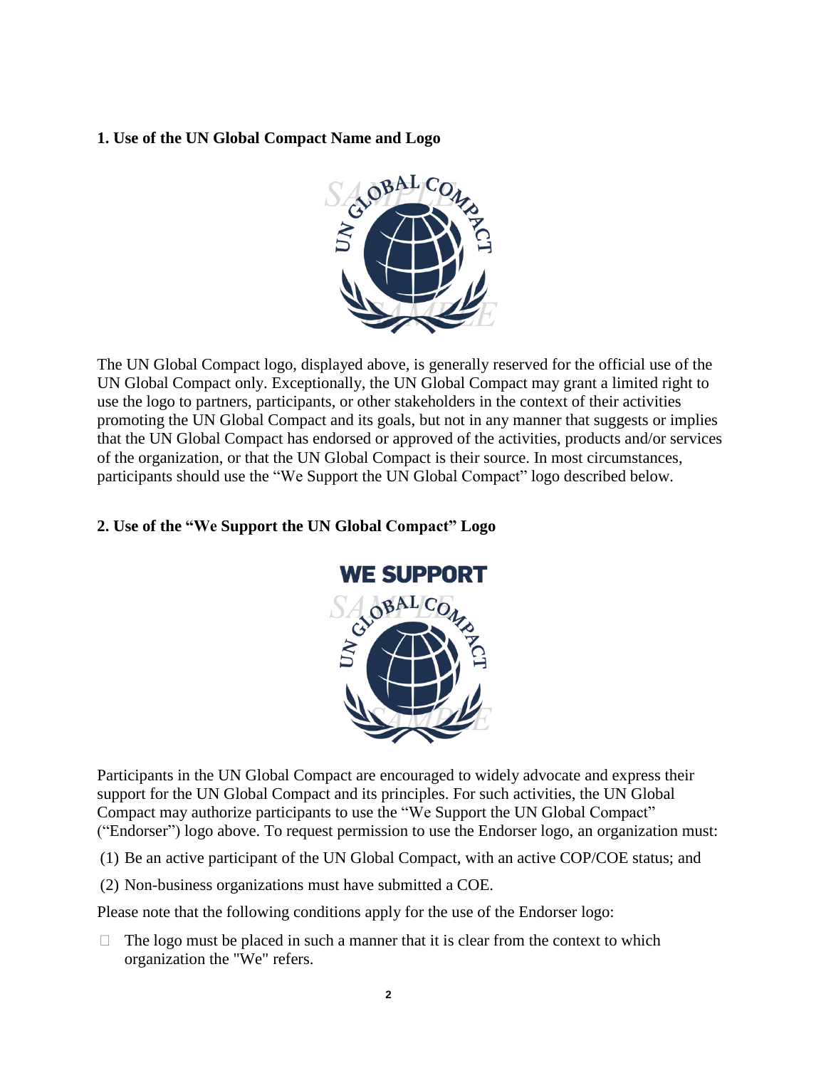### 1. Use of the UN Global Compact Name and Logo

The UN Global Compact logo, displayed above, is generally reserved for the official use of the UN Global Compact only. Exceptionally, the UN Global Compact may grant a limited right to use the logo to partners, participants, or other stakeholders in the context of their activities promoting the UN Global Compact and its goals, but not in any manner that suggests or implies that the UN Global Compact has endorsed or approved of the activities, products and/or services of the organization, or that the UN Global Compact is their source. In most circumstances, participants should use the "We Support the UN Global Compact" logo described below.

### 2. Use of the "We Support the UN Global Compact" Logo

Participants in the UN Global Compact are encouraged to widely advocate and express their support for the UN Global Compact and its principles. For such activities, the UN Global Compact may authorize participants to use the "We Support the UN Global Compact" ("Endorser") logo above. To request permission to use the Endorser logo, an organization must:

(1) Be an active participant of the UN Global Compact, with an active COP/COE status; and

(2) Non-business organizations must have submitted a COE.

Please note that the following conditions apply for the use of the Endorser logo:

- The logo must be placed in such a manner that it is clear from the context to which organization the "We" refers.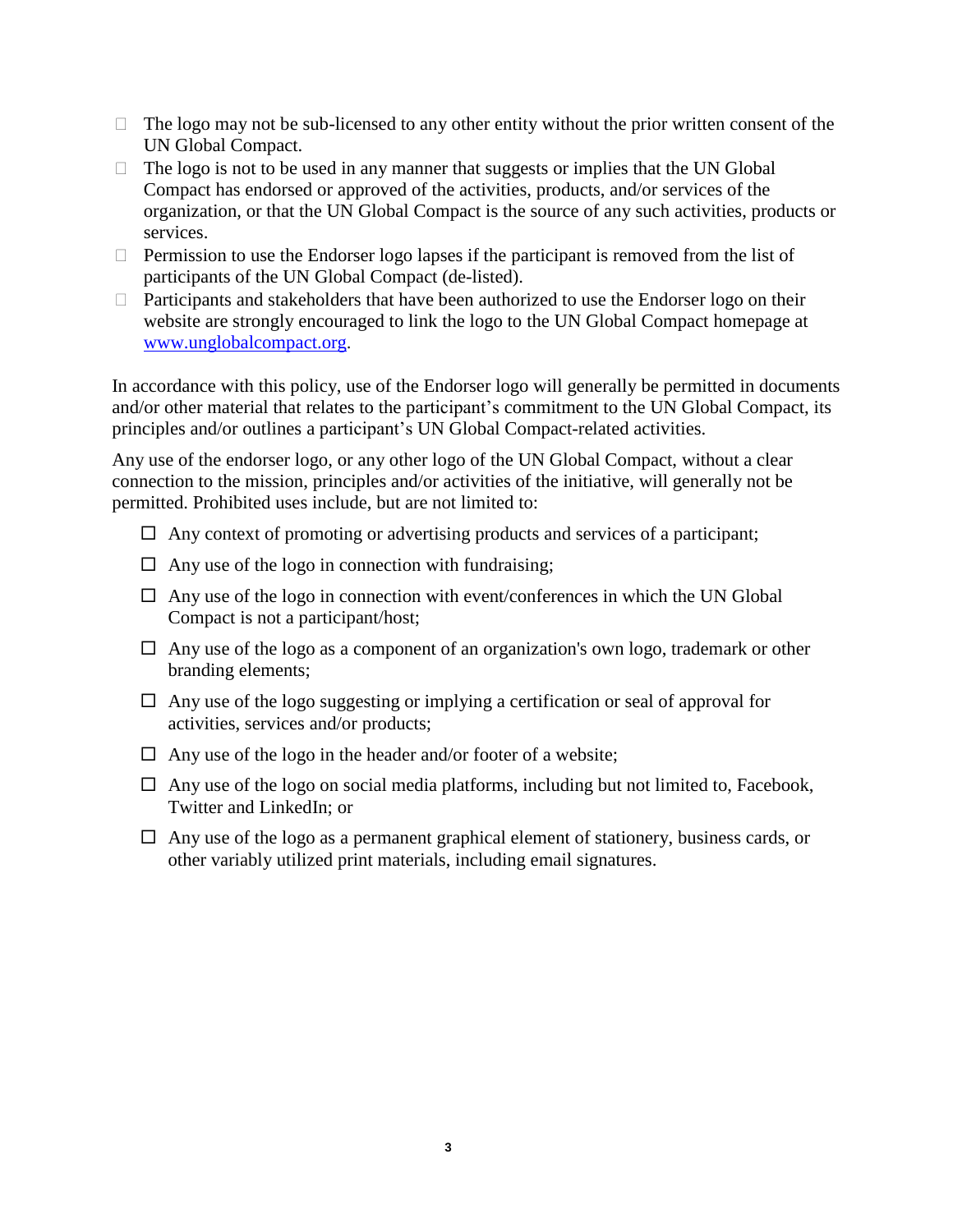- The logo may not be sub-licensed to any other entity without the prior written consent of the UN Global Compact.
- The logo is not to be used in any manner that suggests or implies that the UN Global Compact has endorsed or approved of the activities, products, and/or services of the organization, or that the UN Global Compact is the source of any such activities, products or services.
- Permission to use the Endorser logo lapses if the participant is removed from the list of participants of the UN Global Compact (de-listed).
- Participants and stakeholders that have been authorized to use the Endorser logo on their website are strongly encouraged to link the logo to the UN Global Compact homepage at [www.unglobalcompact.org](http://www.unglobalcompact.org).

In accordance with this policy, use of the Endorser logo will generally be permitted in documents and/or other material that relates to the participant's commitment to the UN Global Compact, its principles and/or outlines a participant's UN Global Compact-related activities.

Any use of the endorser logo, or any other logo of the UN Global Compact, without a clear connection to the mission, principles and/or activities of the initiative, will generally not be permitted. Prohibited uses include, but are not limited to:

- Any context of promoting or advertising products and services of a participant;
- Any use of the logo in connection with fundraising;
- Any use of the logo in connection with event/conferences in which the UN Global Compact is not a participant/host;
- Any use of the logo as a component of an organization's own logo, trademark or other branding elements;
- Any use of the logo suggesting or implying a certification or seal of approval for activities, services and/or products;
- Any use of the logo in the header and/or footer of a website;
- Any use of the logo on social media platforms, including but not limited to, Facebook, Twitter and LinkedIn; or
- Any use of the logo as a permanent graphical element of stationery, business cards, or other variably utilized print materials, including email signatures.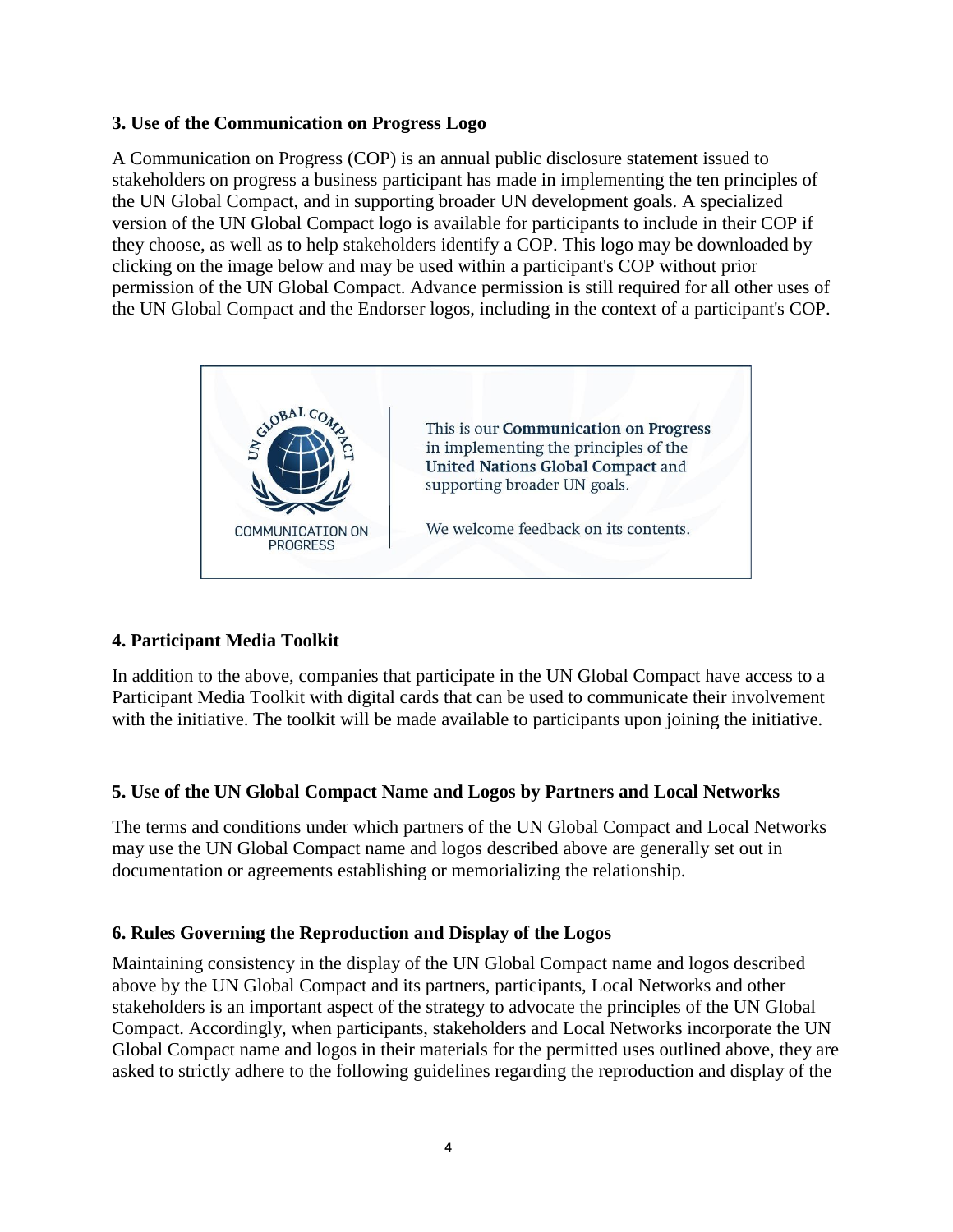### 3. Use of the Communication on Progress Logo

A Communication on Progress (COP) is an annual public disclosure statement issued to stakeholders on progress a business participant has made in implementing the ten principles of the UN Global Compact, and in supporting broader UN development goals. A specialized version of the UN Global Compact logo is available for participants to include in their COP if they choose, as well as to help stakeholders identify a COP. This logo may be downloaded by clicking on the image below and may be used within a participant's COP without prior permission of the UN Global Compact. Advance permission is still required for all other uses of the UN Global Compact and the Endorser logos, including in the context of a participant's COP.

UN GLOBAL COMPACT
COMMUNICATION ON PROGRESS

This is our **Communication on Progress** in implementing the principles of the **United Nations Global Compact** and supporting broader UN goals.

We welcome feedback on its contents.

### 4. Participant Media Toolkit

In addition to the above, companies that participate in the UN Global Compact have access to a Participant Media Toolkit with digital cards that can be used to communicate their involvement with the initiative. The toolkit will be made available to participants upon joining the initiative.

### 5. Use of the UN Global Compact Name and Logos by Partners and Local Networks

The terms and conditions under which partners of the UN Global Compact and Local Networks may use the UN Global Compact name and logos described above are generally set out in documentation or agreements establishing or memorializing the relationship.

### 6. Rules Governing the Reproduction and Display of the Logos

Maintaining consistency in the display of the UN Global Compact name and logos described above by the UN Global Compact and its partners, participants, Local Networks and other stakeholders is an important aspect of the strategy to advocate the principles of the UN Global Compact. Accordingly, when participants, stakeholders and Local Networks incorporate the UN Global Compact name and logos in their materials for the permitted uses outlined above, they are asked to strictly adhere to the following guidelines regarding the reproduction and display of the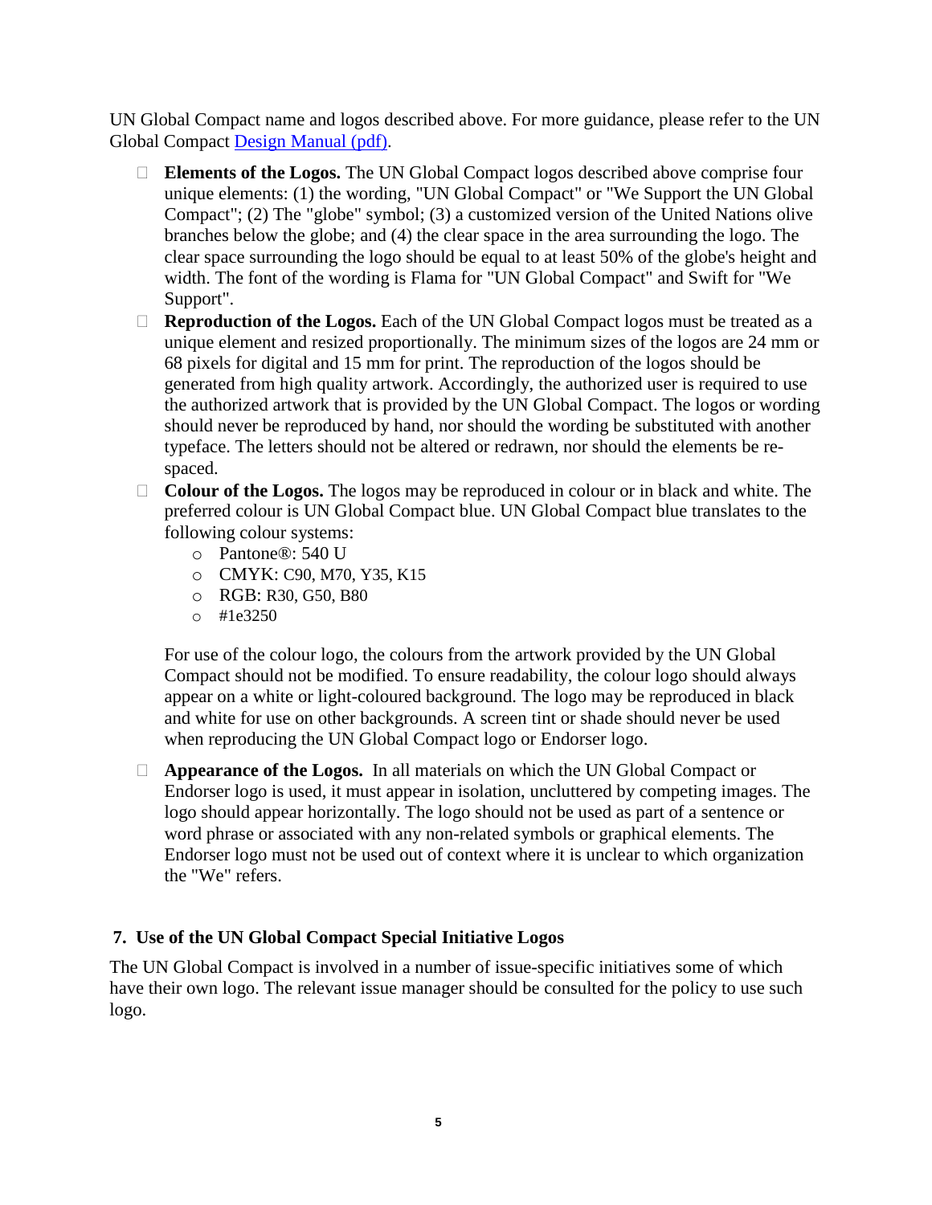UN Global Compact name and logos described above. For more guidance, please refer to the UN Global Compact Design Manual (pdf).

- **Elements of the Logos.** The UN Global Compact logos described above comprise four unique elements: (1) the wording, "UN Global Compact" or "We Support the UN Global Compact"; (2) The "globe" symbol; (3) a customized version of the United Nations olive branches below the globe; and (4) the clear space in the area surrounding the logo. The clear space surrounding the logo should be equal to at least 50% of the globe's height and width. The font of the wording is Flama for "UN Global Compact" and Swift for "We Support".
- **Reproduction of the Logos.** Each of the UN Global Compact logos must be treated as a unique element and resized proportionally. The minimum sizes of the logos are 24 mm or 68 pixels for digital and 15 mm for print. The reproduction of the logos should be generated from high quality artwork. Accordingly, the authorized user is required to use the authorized artwork that is provided by the UN Global Compact. The logos or wording should never be reproduced by hand, nor should the wording be substituted with another typeface. The letters should not be altered or redrawn, nor should the elements be re-spaced.
- **Colour of the Logos.** The logos may be reproduced in colour or in black and white. The preferred colour is UN Global Compact blue. UN Global Compact blue translates to the following colour systems:
  - Pantone®: 540 U
  - CMYK: C90, M70, Y35, K15
  - RGB: R30, G50, B80
  - #1e3250

  For use of the colour logo, the colours from the artwork provided by the UN Global Compact should not be modified. To ensure readability, the colour logo should always appear on a white or light-coloured background. The logo may be reproduced in black and white for use on other backgrounds. A screen tint or shade should never be used when reproducing the UN Global Compact logo or Endorser logo.
- **Appearance of the Logos.** In all materials on which the UN Global Compact or Endorser logo is used, it must appear in isolation, uncluttered by competing images. The logo should appear horizontally. The logo should not be used as part of a sentence or word phrase or associated with any non-related symbols or graphical elements. The Endorser logo must not be used out of context where it is unclear to which organization the "We" refers.

## 7. Use of the UN Global Compact Special Initiative Logos

The UN Global Compact is involved in a number of issue-specific initiatives some of which have their own logo. The relevant issue manager should be consulted for the policy to use such logo.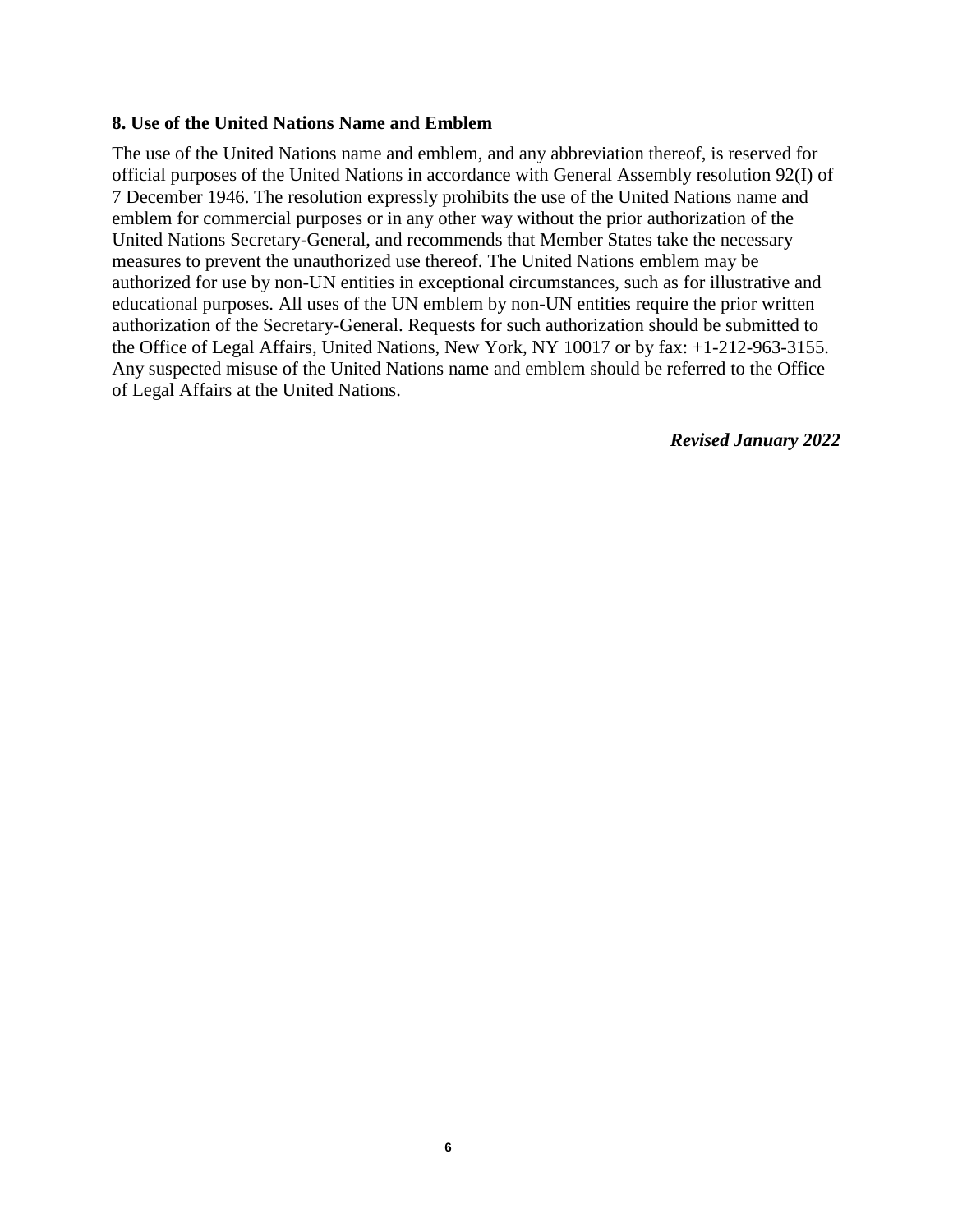### 8. Use of the United Nations Name and Emblem

The use of the United Nations name and emblem, and any abbreviation thereof, is reserved for official purposes of the United Nations in accordance with General Assembly resolution 92(I) of 7 December 1946. The resolution expressly prohibits the use of the United Nations name and emblem for commercial purposes or in any other way without the prior authorization of the United Nations Secretary-General, and recommends that Member States take the necessary measures to prevent the unauthorized use thereof. The United Nations emblem may be authorized for use by non-UN entities in exceptional circumstances, such as for illustrative and educational purposes. All uses of the UN emblem by non-UN entities require the prior written authorization of the Secretary-General. Requests for such authorization should be submitted to the Office of Legal Affairs, United Nations, New York, NY 10017 or by fax: +1-212-963-3155. Any suspected misuse of the United Nations name and emblem should be referred to the Office of Legal Affairs at the United Nations.

***Revised January 2022***